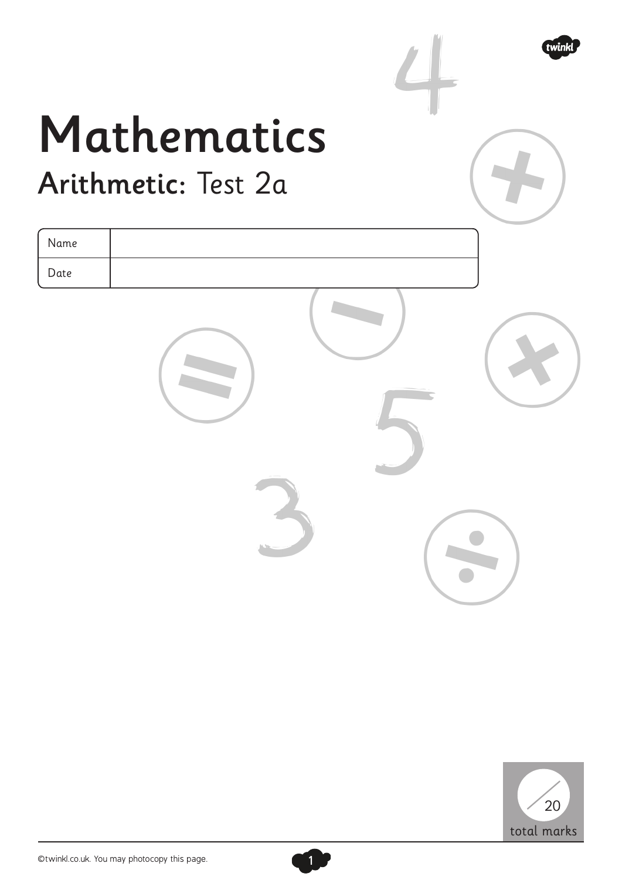# Mathematics

## Arithmetic: Test 2a

| Name | |
|---|---|
| Date | |

/20 total marks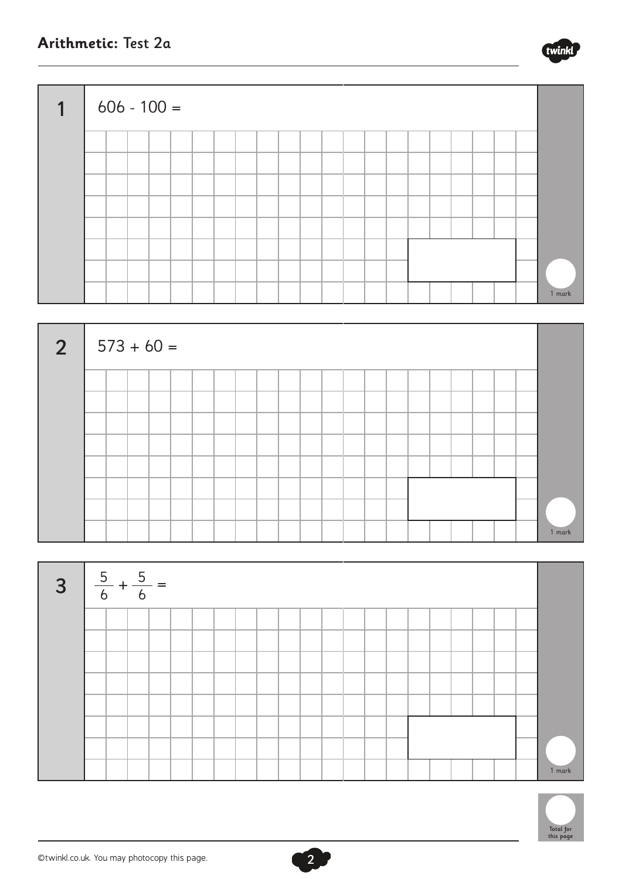# Arithmetic: Test 2a

**1**

$606 - 100 =$

1 mark

**2**

$573 + 60 =$

1 mark

**3**

$\frac{5}{6} + \frac{5}{6} =$

1 mark

Total for this page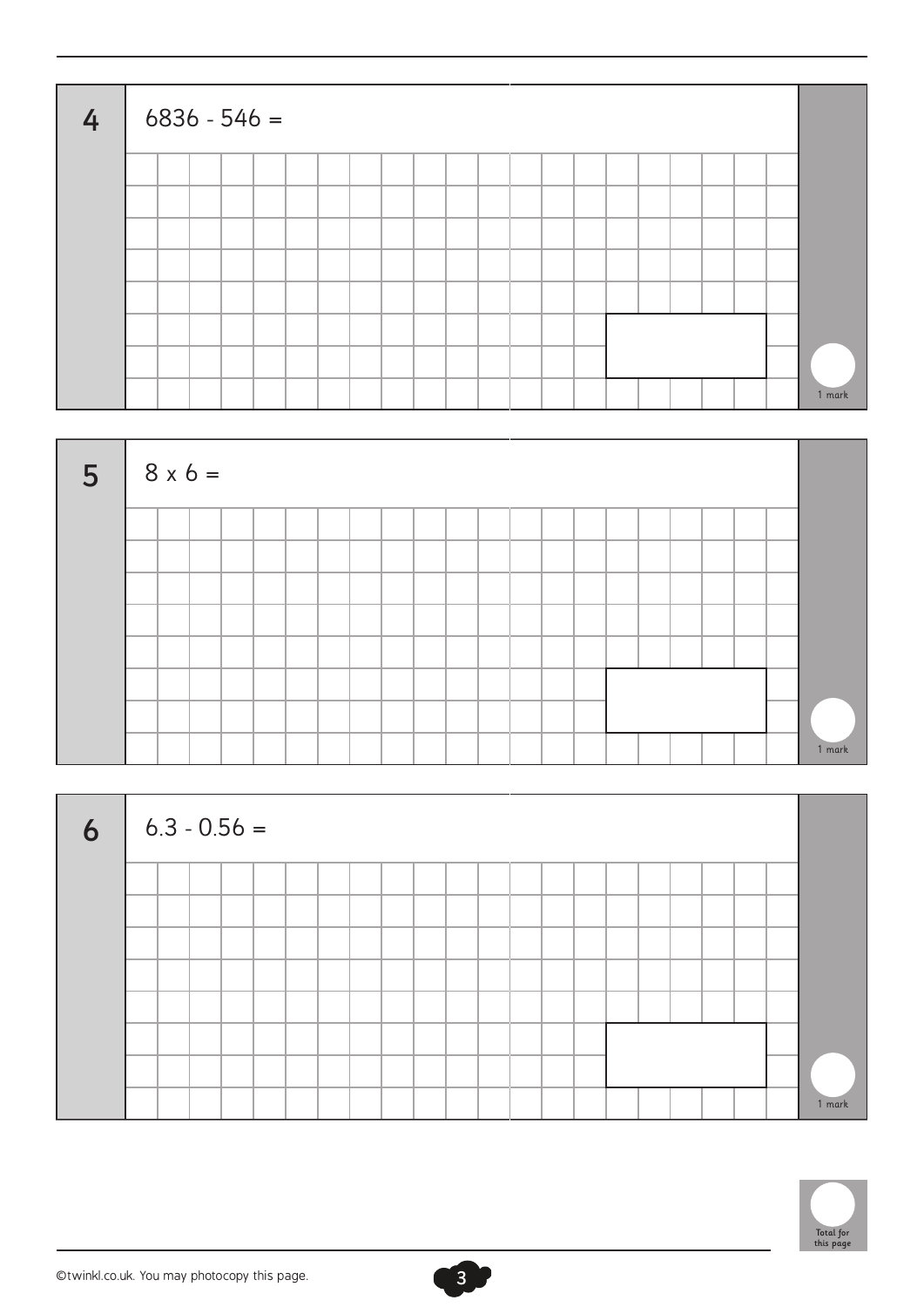**4** $6836 - 546 =$

1 mark

**5** $8 \times 6 =$

1 mark

**6** $6.3 - 0.56 =$

1 mark

Total for this page

©twinkl.co.uk. You may photocopy this page.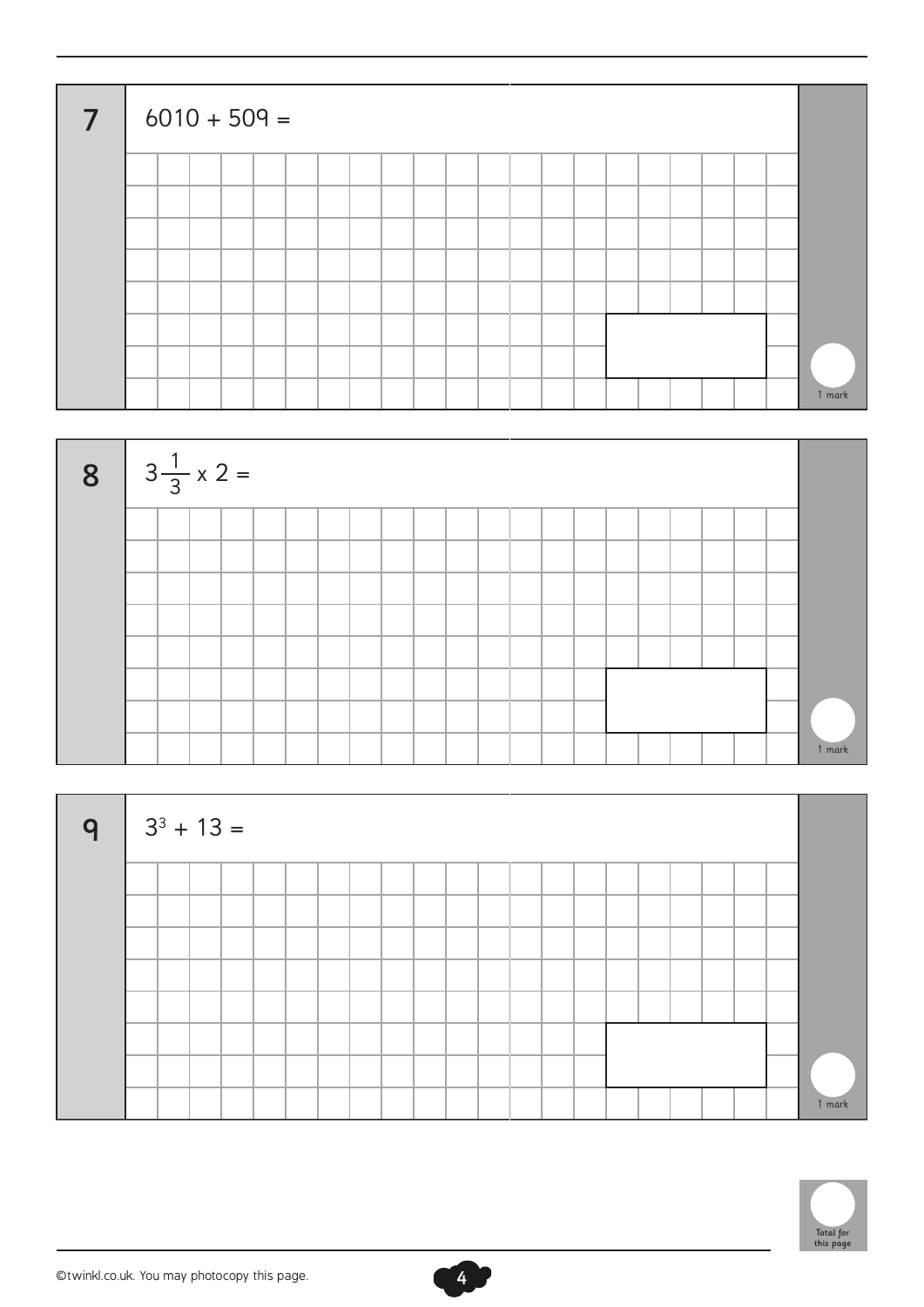**7** $6010 + 509 =$

1 mark

**8** $3\frac{1}{3} \times 2 =$

1 mark

**9** $3^3 + 13 =$

1 mark

Total for this page

©twinkl.co.uk. You may photocopy this page.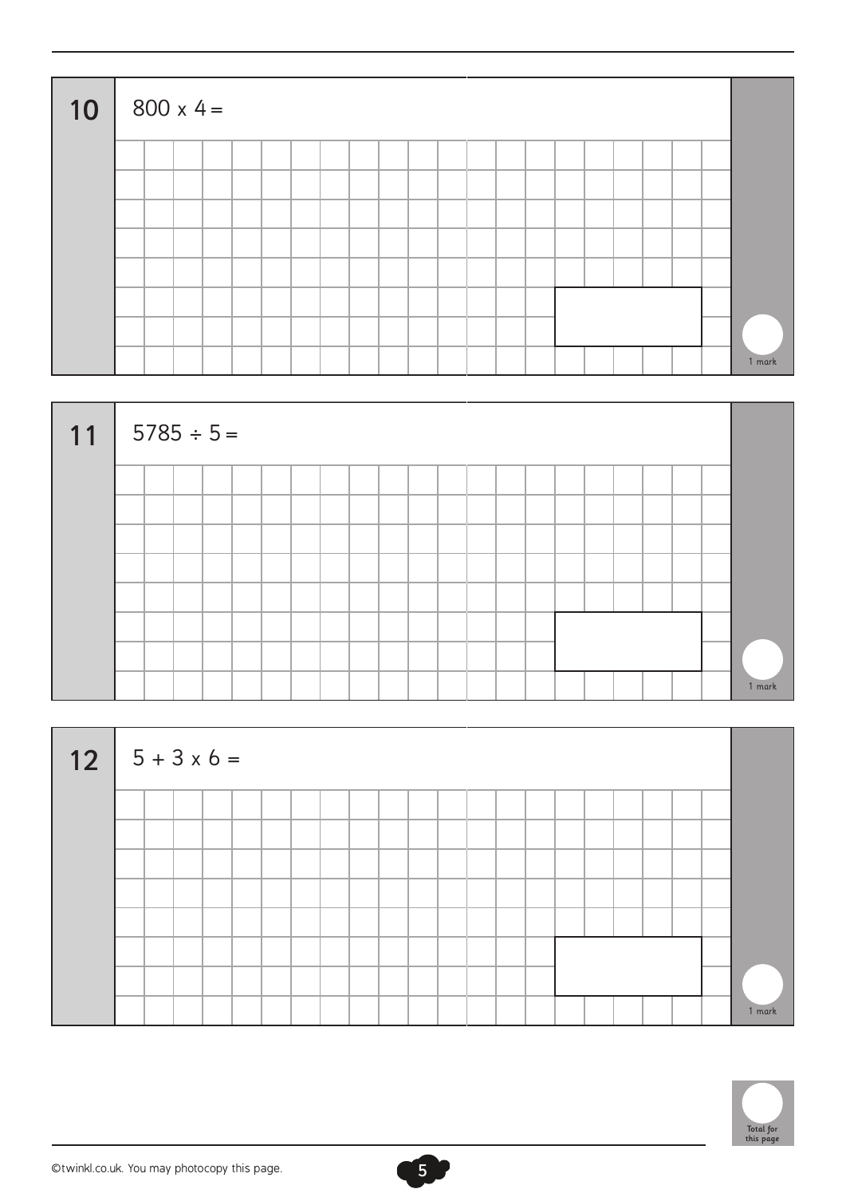**10** $800 \times 4 =$

1 mark

**11** $5785 \div 5 =$

1 mark

**12** $5 + 3 \times 6 =$

1 mark

Total for this page

©twinkl.co.uk. You may photocopy this page.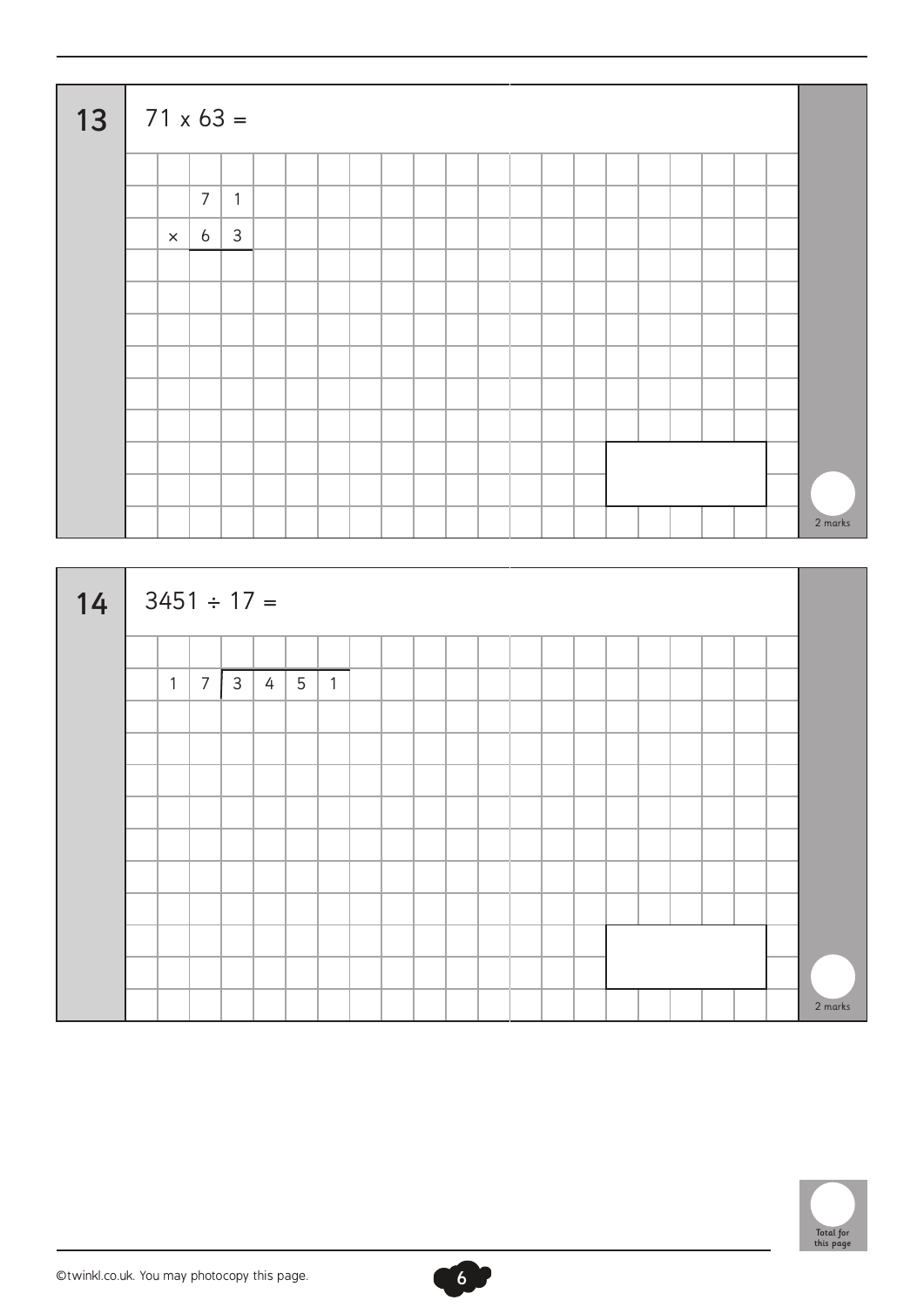**13**

$71 \times 63 =$

```
    7 1
  × 6 3
  -----
```

2 marks

**14**

$3451 \div 17 =$

```
1 7 ) 3 4 5 1
```

2 marks

Total for this page

©twinkl.co.uk. You may photocopy this page.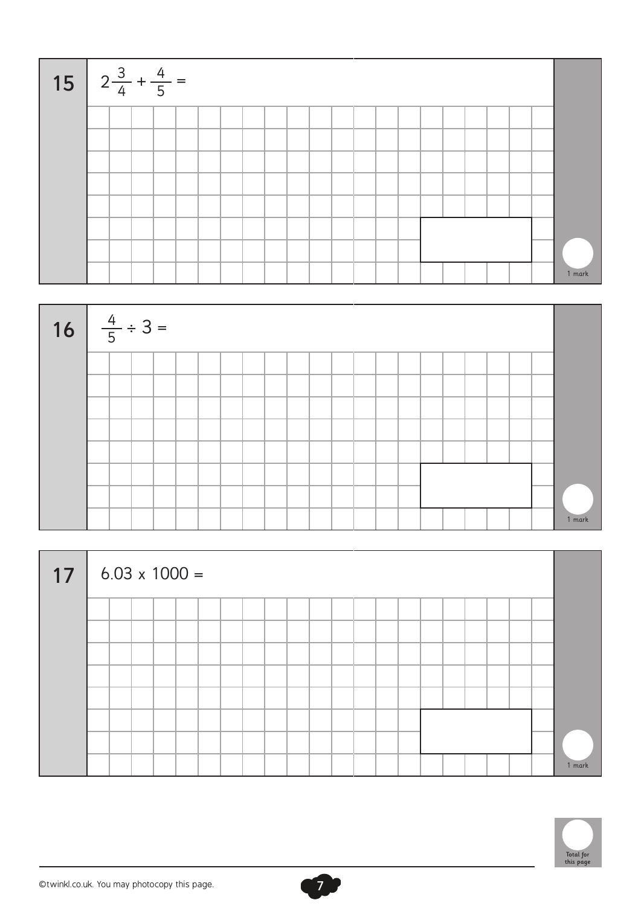**15** $2\frac{3}{4} + \frac{4}{5} =$

1 mark

**16** $\frac{4}{5} \div 3 =$

1 mark

**17** $6.03 \times 1000 =$

1 mark

Total for this page

©twinkl.co.uk. You may photocopy this page.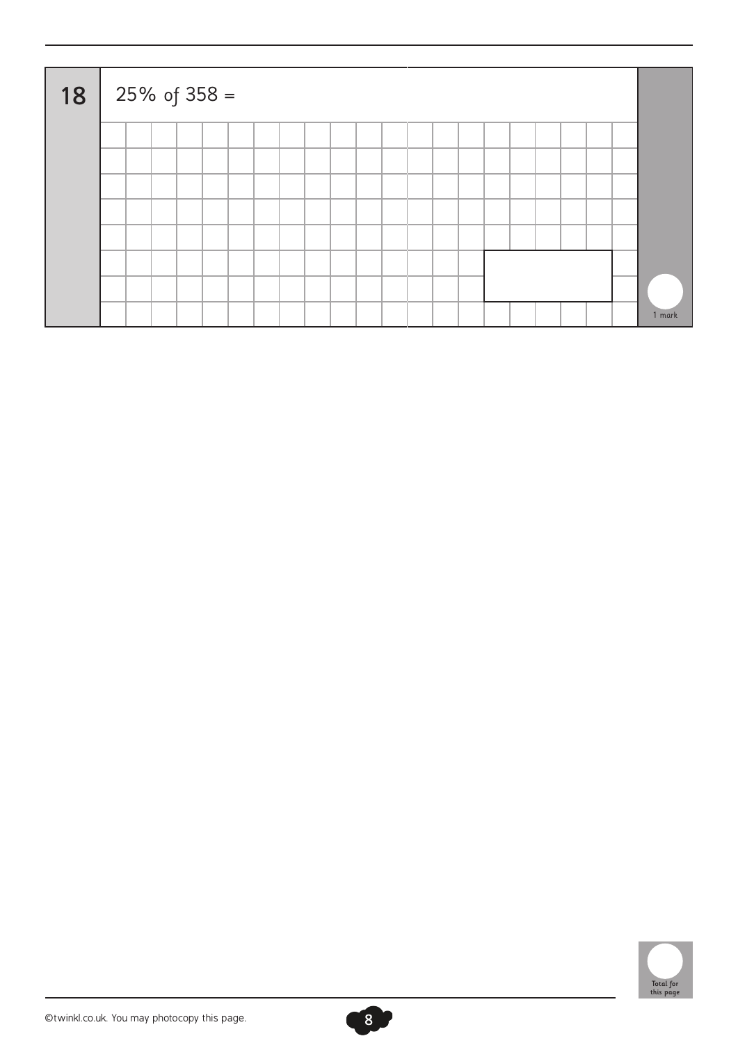**18** $25\%$ of $358 =$

1 mark

Total for this page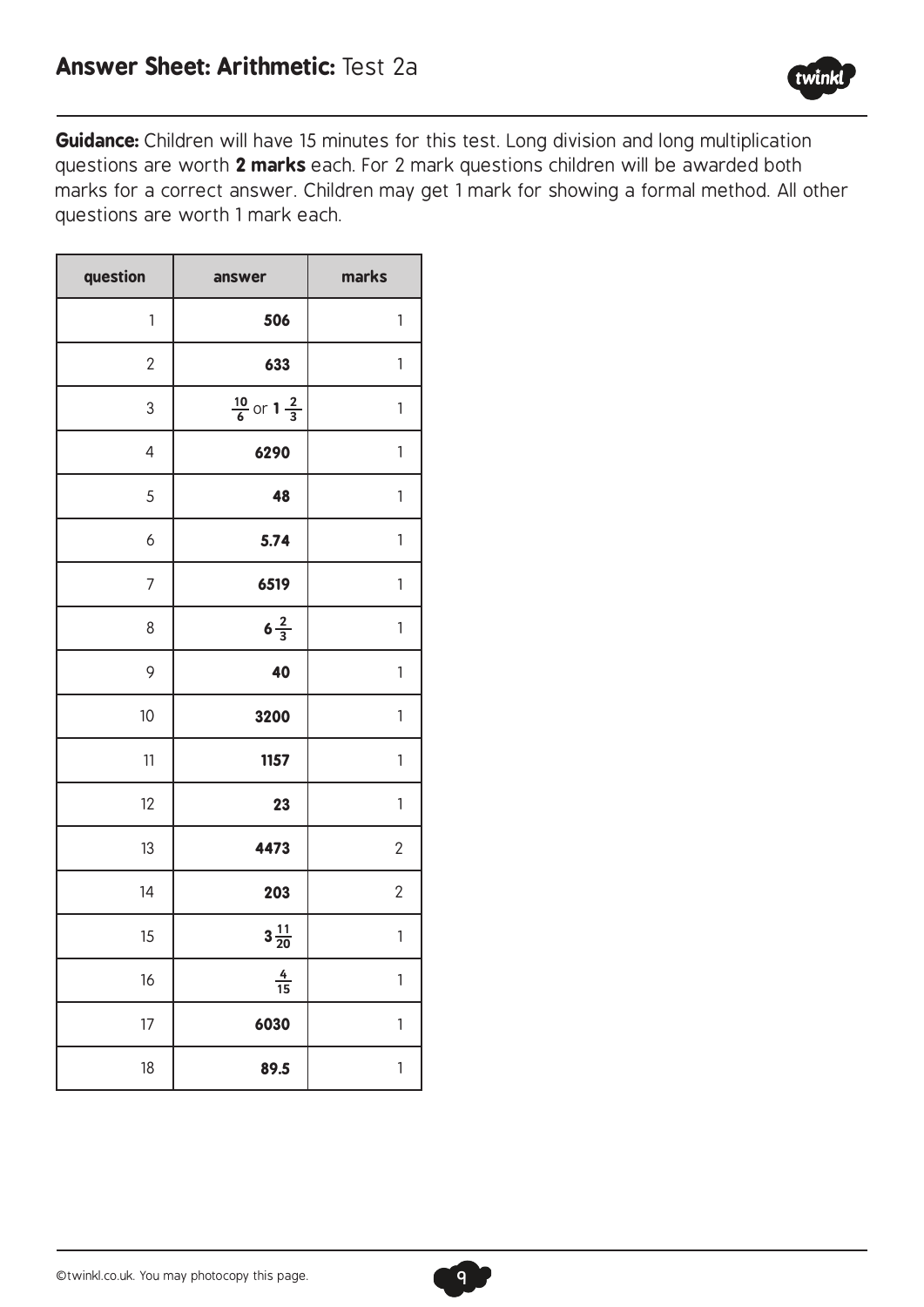# **Answer Sheet: Arithmetic:** Test 2a

**Guidance:** Children will have 15 minutes for this test. Long division and long multiplication questions are worth **2 marks** each. For 2 mark questions children will be awarded both marks for a correct answer. Children may get 1 mark for showing a formal method. All other questions are worth 1 mark each.

| question | answer | marks |
|---|---|---|
| 1 | **506** | 1 |
| 2 | **633** | 1 |
| 3 | $\frac{10}{6}$ or $1\frac{2}{3}$ | 1 |
| 4 | **6290** | 1 |
| 5 | **48** | 1 |
| 6 | **5.74** | 1 |
| 7 | **6519** | 1 |
| 8 | $6\frac{2}{3}$ | 1 |
| 9 | **40** | 1 |
| 10 | **3200** | 1 |
| 11 | **1157** | 1 |
| 12 | **23** | 1 |
| 13 | **4473** | 2 |
| 14 | **203** | 2 |
| 15 | $3\frac{11}{20}$ | 1 |
| 16 | $\frac{4}{15}$ | 1 |
| 17 | **6030** | 1 |
| 18 | **89.5** | 1 |

©twinkl.co.uk. You may photocopy this page.